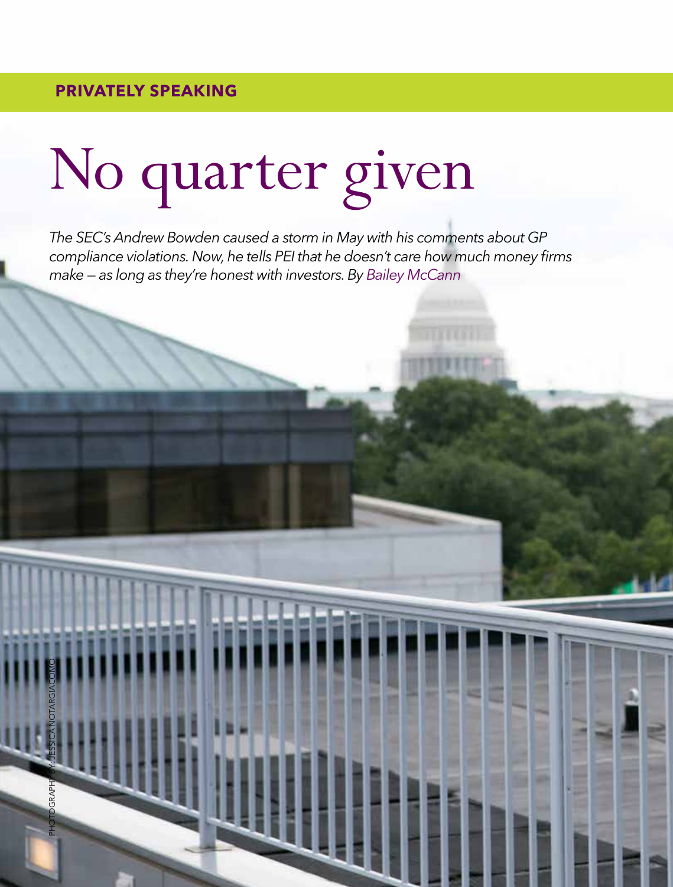**PRIVATELY SPEAKING**

# No quarter given

*The SEC's Andrew Bowden caused a storm in May with his comments about GP compliance violations. Now, he tells PEI that he doesn't care how much money firms make – as long as they're honest with investors. By Bailey McCann*

PHOTOGRAPHY BY: JESSICA NOTARGIACOMO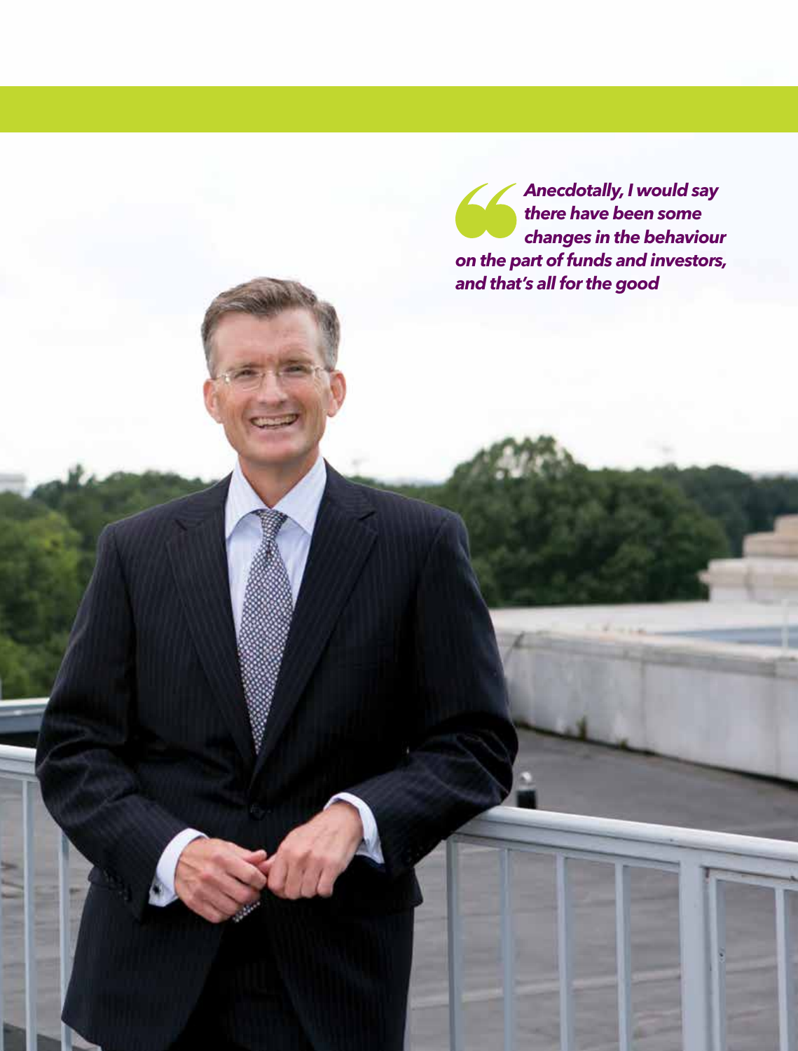> ***Anecdotally, I would say there have been some changes in the behaviour on the part of funds and investors, and that's all for the good***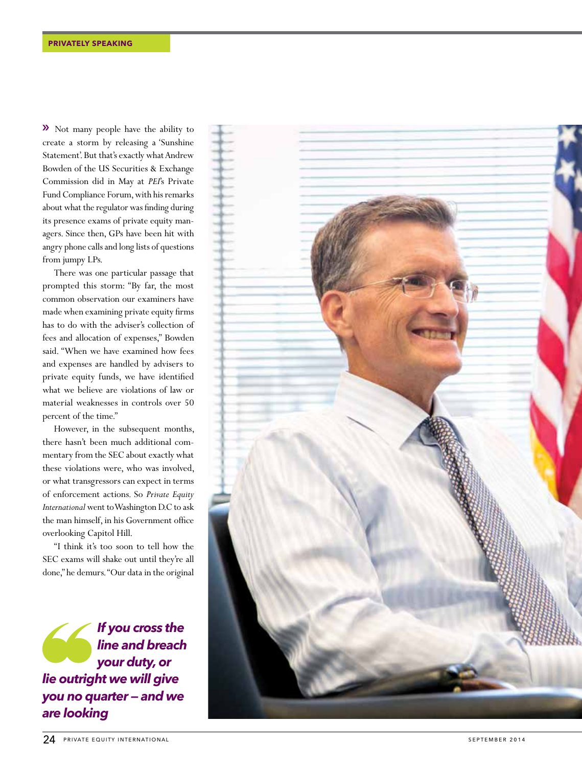» Not many people have the ability to create a storm by releasing a 'Sunshine Statement'. But that's exactly what Andrew Bowden of the US Securities & Exchange Commission did in May at *PEI*'s Private Fund Compliance Forum, with his remarks about what the regulator was finding during its presence exams of private equity managers. Since then, GPs have been hit with angry phone calls and long lists of questions from jumpy LPs.

There was one particular passage that prompted this storm: "By far, the most common observation our examiners have made when examining private equity firms has to do with the adviser's collection of fees and allocation of expenses," Bowden said. "When we have examined how fees and expenses are handled by advisers to private equity funds, we have identified what we believe are violations of law or material weaknesses in controls over 50 percent of the time."

However, in the subsequent months, there hasn't been much additional commentary from the SEC about exactly what these violations were, who was involved, or what transgressors can expect in terms of enforcement actions. So *Private Equity International* went to Washington D.C to ask the man himself, in his Government office overlooking Capitol Hill.

"I think it's too soon to tell how the SEC exams will shake out until they're all done," he demurs. "Our data in the original

> ***If you cross the line and breach your duty, or lie outright we will give you no quarter – and we are looking***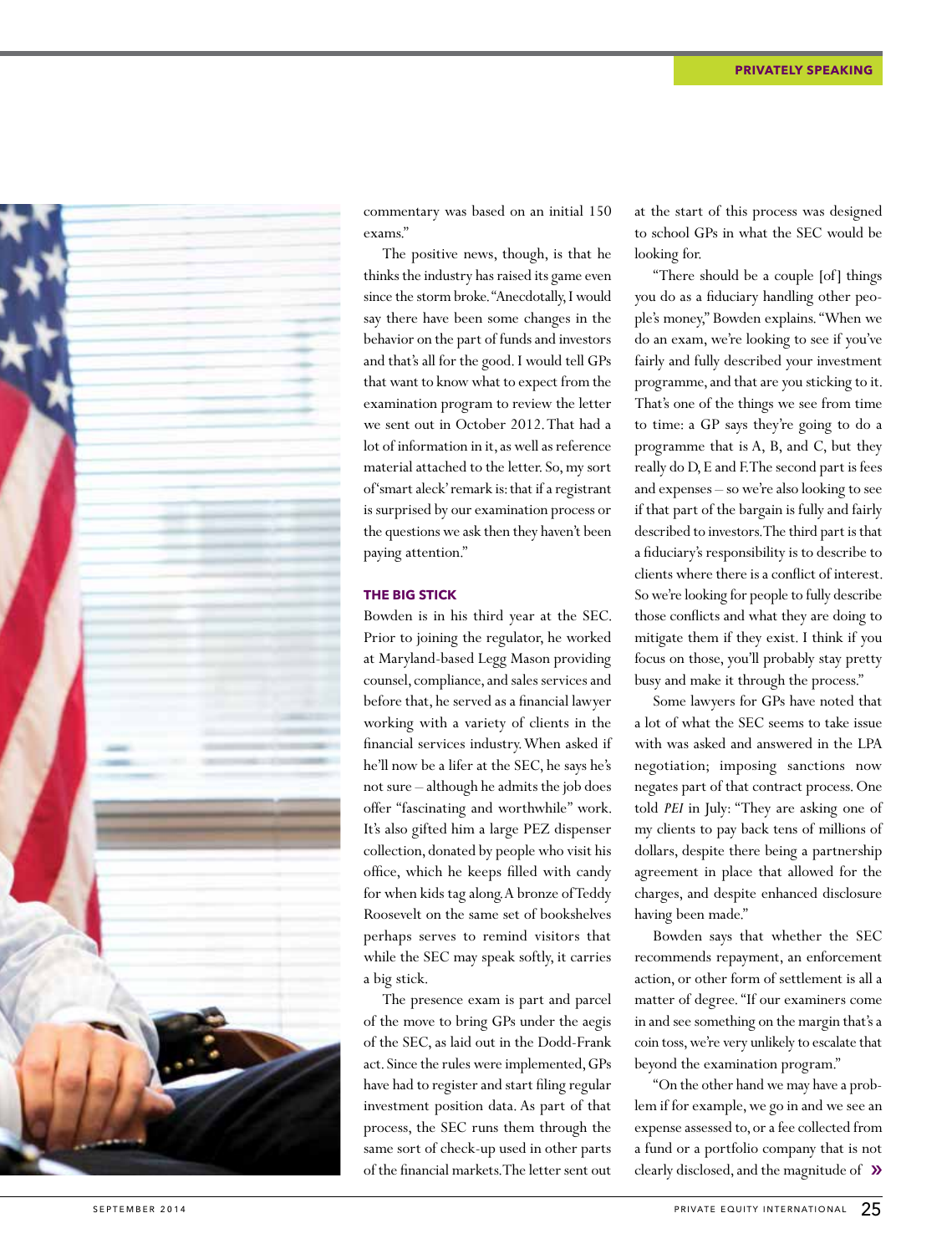commentary was based on an initial 150 exams."

The positive news, though, is that he thinks the industry has raised its game even since the storm broke. "Anecdotally, I would say there have been some changes in the behavior on the part of funds and investors and that's all for the good. I would tell GPs that want to know what to expect from the examination program to review the letter we sent out in October 2012. That had a lot of information in it, as well as reference material attached to the letter. So, my sort of 'smart aleck' remark is: that if a registrant is surprised by our examination process or the questions we ask then they haven't been paying attention."

### THE BIG STICK

Bowden is in his third year at the SEC. Prior to joining the regulator, he worked at Maryland-based Legg Mason providing counsel, compliance, and sales services and before that, he served as a financial lawyer working with a variety of clients in the financial services industry. When asked if he'll now be a lifer at the SEC, he says he's not sure – although he admits the job does offer "fascinating and worthwhile" work. It's also gifted him a large PEZ dispenser collection, donated by people who visit his office, which he keeps filled with candy for when kids tag along. A bronze of Teddy Roosevelt on the same set of bookshelves perhaps serves to remind visitors that while the SEC may speak softly, it carries a big stick.

The presence exam is part and parcel of the move to bring GPs under the aegis of the SEC, as laid out in the Dodd-Frank act. Since the rules were implemented, GPs have had to register and start filing regular investment position data. As part of that process, the SEC runs them through the same sort of check-up used in other parts of the financial markets. The letter sent out at the start of this process was designed to school GPs in what the SEC would be looking for.

"There should be a couple [of] things you do as a fiduciary handling other people's money," Bowden explains. "When we do an exam, we're looking to see if you've fairly and fully described your investment programme, and that are you sticking to it. That's one of the things we see from time to time: a GP says they're going to do a programme that is A, B, and C, but they really do D, E and F. The second part is fees and expenses – so we're also looking to see if that part of the bargain is fully and fairly described to investors. The third part is that a fiduciary's responsibility is to describe to clients where there is a conflict of interest. So we're looking for people to fully describe those conflicts and what they are doing to mitigate them if they exist. I think if you focus on those, you'll probably stay pretty busy and make it through the process."

Some lawyers for GPs have noted that a lot of what the SEC seems to take issue with was asked and answered in the LPA negotiation; imposing sanctions now negates part of that contract process. One told *PEI* in July: "They are asking one of my clients to pay back tens of millions of dollars, despite there being a partnership agreement in place that allowed for the charges, and despite enhanced disclosure having been made."

Bowden says that whether the SEC recommends repayment, an enforcement action, or other form of settlement is all a matter of degree. "If our examiners come in and see something on the margin that's a coin toss, we're very unlikely to escalate that beyond the examination program."

"On the other hand we may have a problem if for example, we go in and we see an expense assessed to, or a fee collected from a fund or a portfolio company that is not clearly disclosed, and the magnitude of »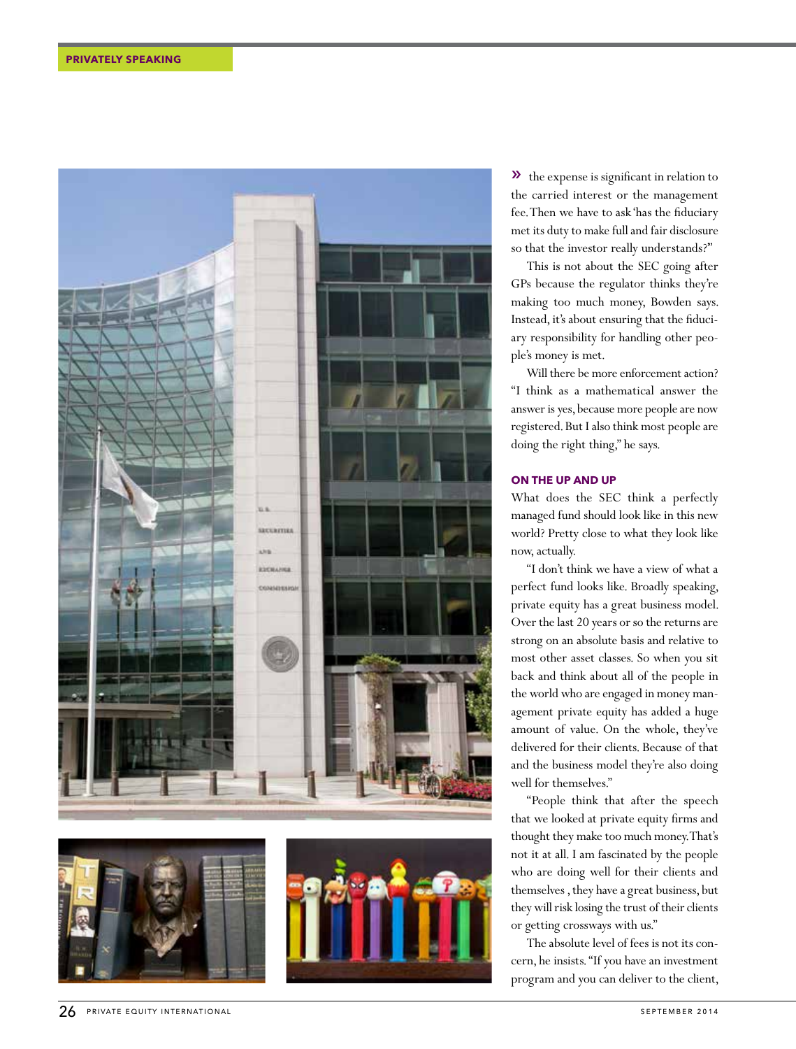the expense is significant in relation to the carried interest or the management fee. Then we have to ask 'has the fiduciary met its duty to make full and fair disclosure so that the investor really understands?'"

This is not about the SEC going after GPs because the regulator thinks they're making too much money, Bowden says. Instead, it's about ensuring that the fiduciary responsibility for handling other people's money is met.

Will there be more enforcement action? "I think as a mathematical answer the answer is yes, because more people are now registered. But I also think most people are doing the right thing," he says.

### ON THE UP AND UP

What does the SEC think a perfectly managed fund should look like in this new world? Pretty close to what they look like now, actually.

"I don't think we have a view of what a perfect fund looks like. Broadly speaking, private equity has a great business model. Over the last 20 years or so the returns are strong on an absolute basis and relative to most other asset classes. So when you sit back and think about all of the people in the world who are engaged in money management private equity has added a huge amount of value. On the whole, they've delivered for their clients. Because of that and the business model they're also doing well for themselves."

"People think that after the speech that we looked at private equity firms and thought they make too much money. That's not it at all. I am fascinated by the people who are doing well for their clients and themselves , they have a great business, but they will risk losing the trust of their clients or getting crossways with us."

The absolute level of fees is not its concern, he insists. "If you have an investment program and you can deliver to the client,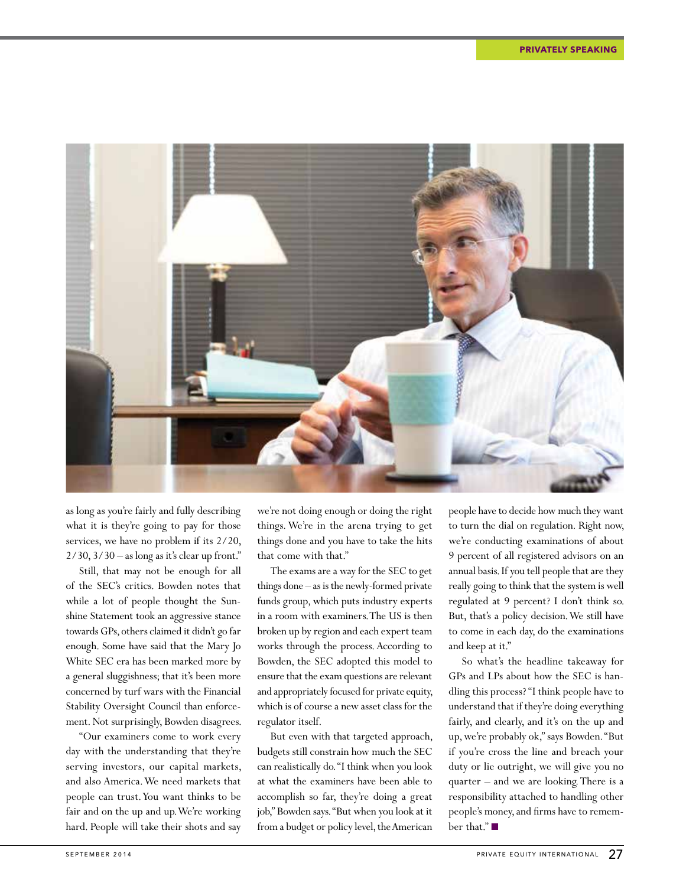as long as you're fairly and fully describing what it is they're going to pay for those services, we have no problem if its 2/20, 2/30, 3/30 – as long as it's clear up front."

Still, that may not be enough for all of the SEC's critics. Bowden notes that while a lot of people thought the Sunshine Statement took an aggressive stance towards GPs, others claimed it didn't go far enough. Some have said that the Mary Jo White SEC era has been marked more by a general sluggishness; that it's been more concerned by turf wars with the Financial Stability Oversight Council than enforcement. Not surprisingly, Bowden disagrees.

"Our examiners come to work every day with the understanding that they're serving investors, our capital markets, and also America. We need markets that people can trust. You want thinks to be fair and on the up and up. We're working hard. People will take their shots and say we're not doing enough or doing the right things. We're in the arena trying to get things done and you have to take the hits that come with that."

The exams are a way for the SEC to get things done – as is the newly-formed private funds group, which puts industry experts in a room with examiners. The US is then broken up by region and each expert team works through the process. According to Bowden, the SEC adopted this model to ensure that the exam questions are relevant and appropriately focused for private equity, which is of course a new asset class for the regulator itself.

But even with that targeted approach, budgets still constrain how much the SEC can realistically do. "I think when you look at what the examiners have been able to accomplish so far, they're doing a great job," Bowden says. "But when you look at it from a budget or policy level, the American people have to decide how much they want to turn the dial on regulation. Right now, we're conducting examinations of about 9 percent of all registered advisors on an annual basis. If you tell people that are they really going to think that the system is well regulated at 9 percent? I don't think so. But, that's a policy decision. We still have to come in each day, do the examinations and keep at it."

So what's the headline takeaway for GPs and LPs about how the SEC is handling this process? "I think people have to understand that if they're doing everything fairly, and clearly, and it's on the up and up, we're probably ok," says Bowden. "But if you're cross the line and breach your duty or lie outright, we will give you no quarter – and we are looking. There is a responsibility attached to handling other people's money, and firms have to remember that." ■